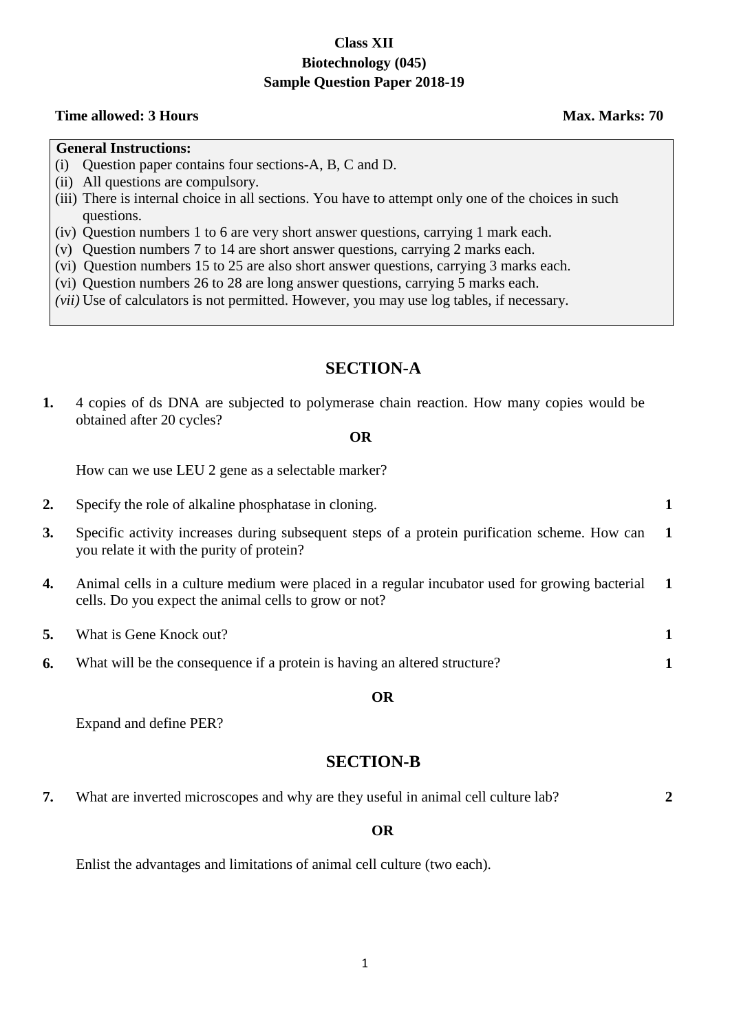**Class XII**
**Biotechnology (045)**
**Sample Question Paper 2018-19**

**Time allowed: 3 Hours** **Max. Marks: 70**

**General Instructions:**

(i) Question paper contains four sections-A, B, C and D.
(ii) All questions are compulsory.
(iii) There is internal choice in all sections. You have to attempt only one of the choices in such questions.
(iv) Question numbers 1 to 6 are very short answer questions, carrying 1 mark each.
(v) Question numbers 7 to 14 are short answer questions, carrying 2 marks each.
(vi) Question numbers 15 to 25 are also short answer questions, carrying 3 marks each.
(vi) Question numbers 26 to 28 are long answer questions, carrying 5 marks each.
*(vii)* Use of calculators is not permitted. However, you may use log tables, if necessary.

## SECTION-A

**1.** 4 copies of ds DNA are subjected to polymerase chain reaction. How many copies would be obtained after 20 cycles?

**OR**

How can we use LEU 2 gene as a selectable marker?

**2.** Specify the role of alkaline phosphatase in cloning. **1**

**3.** Specific activity increases during subsequent steps of a protein purification scheme. How can you relate it with the purity of protein? **1**

**4.** Animal cells in a culture medium were placed in a regular incubator used for growing bacterial cells. Do you expect the animal cells to grow or not? **1**

**5.** What is Gene Knock out? **1**

**6.** What will be the consequence if a protein is having an altered structure? **1**

**OR**

Expand and define PER?

## SECTION-B

**7.** What are inverted microscopes and why are they useful in animal cell culture lab? **2**

**OR**

Enlist the advantages and limitations of animal cell culture (two each).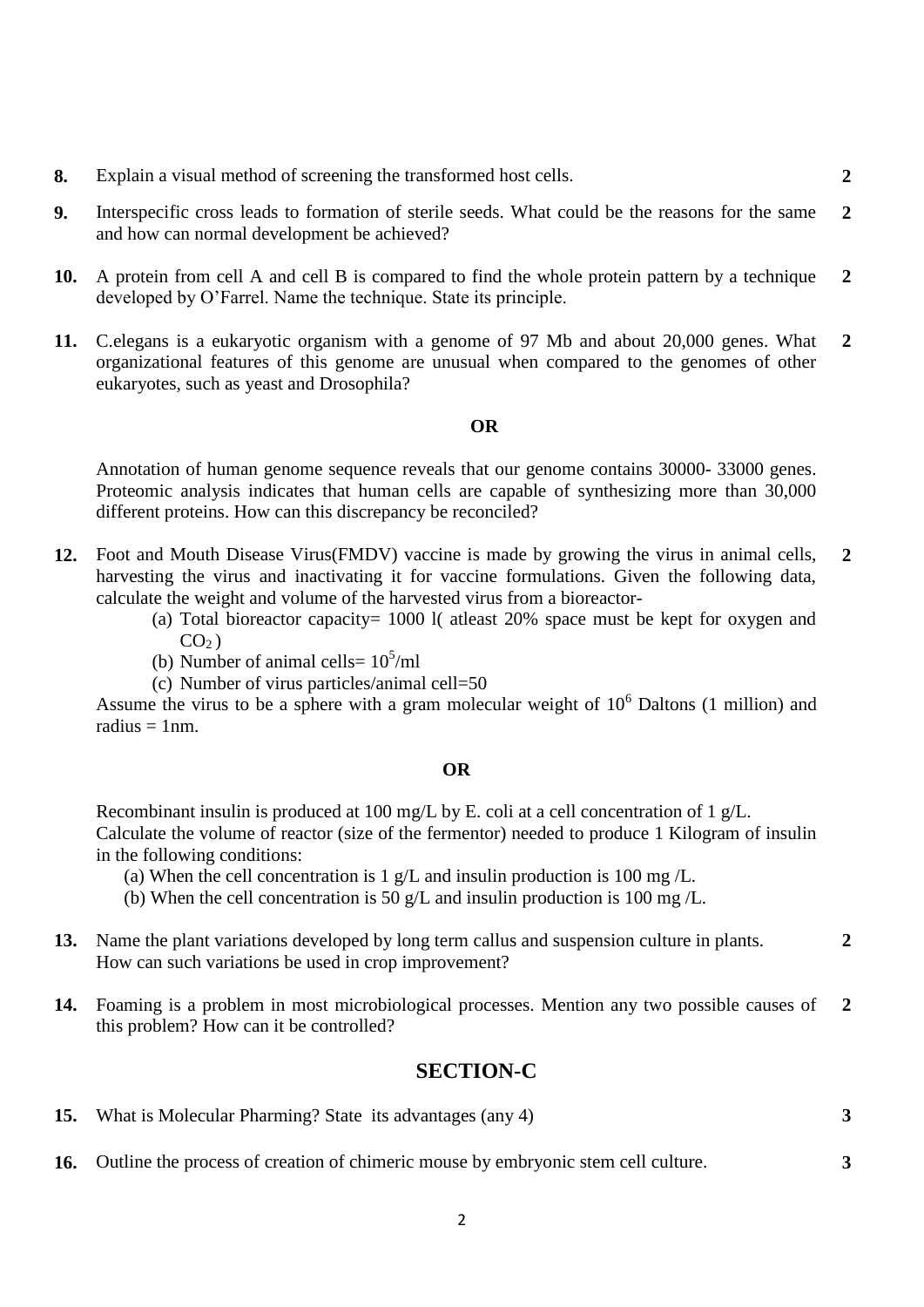**8.** Explain a visual method of screening the transformed host cells. **2**

**9.** Interspecific cross leads to formation of sterile seeds. What could be the reasons for the same and how can normal development be achieved? **2**

**10.** A protein from cell A and cell B is compared to find the whole protein pattern by a technique developed by O'Farrel. Name the technique. State its principle. **2**

**11.** C.elegans is a eukaryotic organism with a genome of 97 Mb and about 20,000 genes. What organizational features of this genome are unusual when compared to the genomes of other eukaryotes, such as yeast and Drosophila? **2**

**OR**

Annotation of human genome sequence reveals that our genome contains 30000- 33000 genes. Proteomic analysis indicates that human cells are capable of synthesizing more than 30,000 different proteins. How can this discrepancy be reconciled?

**12.** Foot and Mouth Disease Virus(FMDV) vaccine is made by growing the virus in animal cells, harvesting the virus and inactivating it for vaccine formulations. Given the following data, calculate the weight and volume of the harvested virus from a bioreactor- **2**

(a) Total bioreactor capacity= 1000 l( atleast 20% space must be kept for oxygen and $CO_2$ )
(b) Number of animal cells= $10^5$/ml
(c) Number of virus particles/animal cell=50

Assume the virus to be a sphere with a gram molecular weight of $10^6$ Daltons (1 million) and radius = 1nm.

**OR**

Recombinant insulin is produced at 100 mg/L by E. coli at a cell concentration of 1 g/L.
Calculate the volume of reactor (size of the fermentor) needed to produce 1 Kilogram of insulin in the following conditions:

(a) When the cell concentration is 1 g/L and insulin production is 100 mg /L.
(b) When the cell concentration is 50 g/L and insulin production is 100 mg /L.

**13.** Name the plant variations developed by long term callus and suspension culture in plants. How can such variations be used in crop improvement? **2**

**14.** Foaming is a problem in most microbiological processes. Mention any two possible causes of this problem? How can it be controlled? **2**

## SECTION-C

**15.** What is Molecular Pharming? State its advantages (any 4) **3**

**16.** Outline the process of creation of chimeric mouse by embryonic stem cell culture. **3**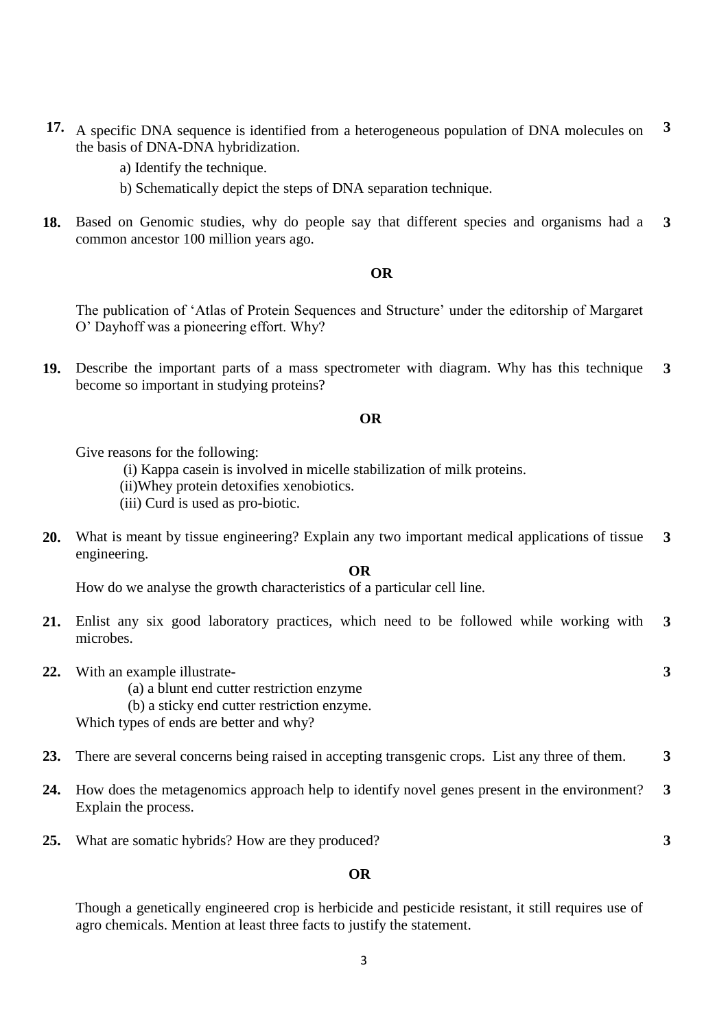**17.** A specific DNA sequence is identified from a heterogeneous population of DNA molecules on the basis of DNA-DNA hybridization. **3**

a) Identify the technique.

b) Schematically depict the steps of DNA separation technique.

**18.** Based on Genomic studies, why do people say that different species and organisms had a common ancestor 100 million years ago. **3**

**OR**

The publication of 'Atlas of Protein Sequences and Structure' under the editorship of Margaret O' Dayhoff was a pioneering effort. Why?

**19.** Describe the important parts of a mass spectrometer with diagram. Why has this technique become so important in studying proteins? **3**

**OR**

Give reasons for the following:

(i) Kappa casein is involved in micelle stabilization of milk proteins.

(ii)Whey protein detoxifies xenobiotics.

(iii) Curd is used as pro-biotic.

**20.** What is meant by tissue engineering? Explain any two important medical applications of tissue engineering. **3**

**OR**

How do we analyse the growth characteristics of a particular cell line.

**21.** Enlist any six good laboratory practices, which need to be followed while working with microbes. **3**

**22.** With an example illustrate- **3**

(a) a blunt end cutter restriction enzyme

(b) a sticky end cutter restriction enzyme.

Which types of ends are better and why?

**23.** There are several concerns being raised in accepting transgenic crops. List any three of them. **3**

**24.** How does the metagenomics approach help to identify novel genes present in the environment? Explain the process. **3**

**25.** What are somatic hybrids? How are they produced? **3**

**OR**

Though a genetically engineered crop is herbicide and pesticide resistant, it still requires use of agro chemicals. Mention at least three facts to justify the statement.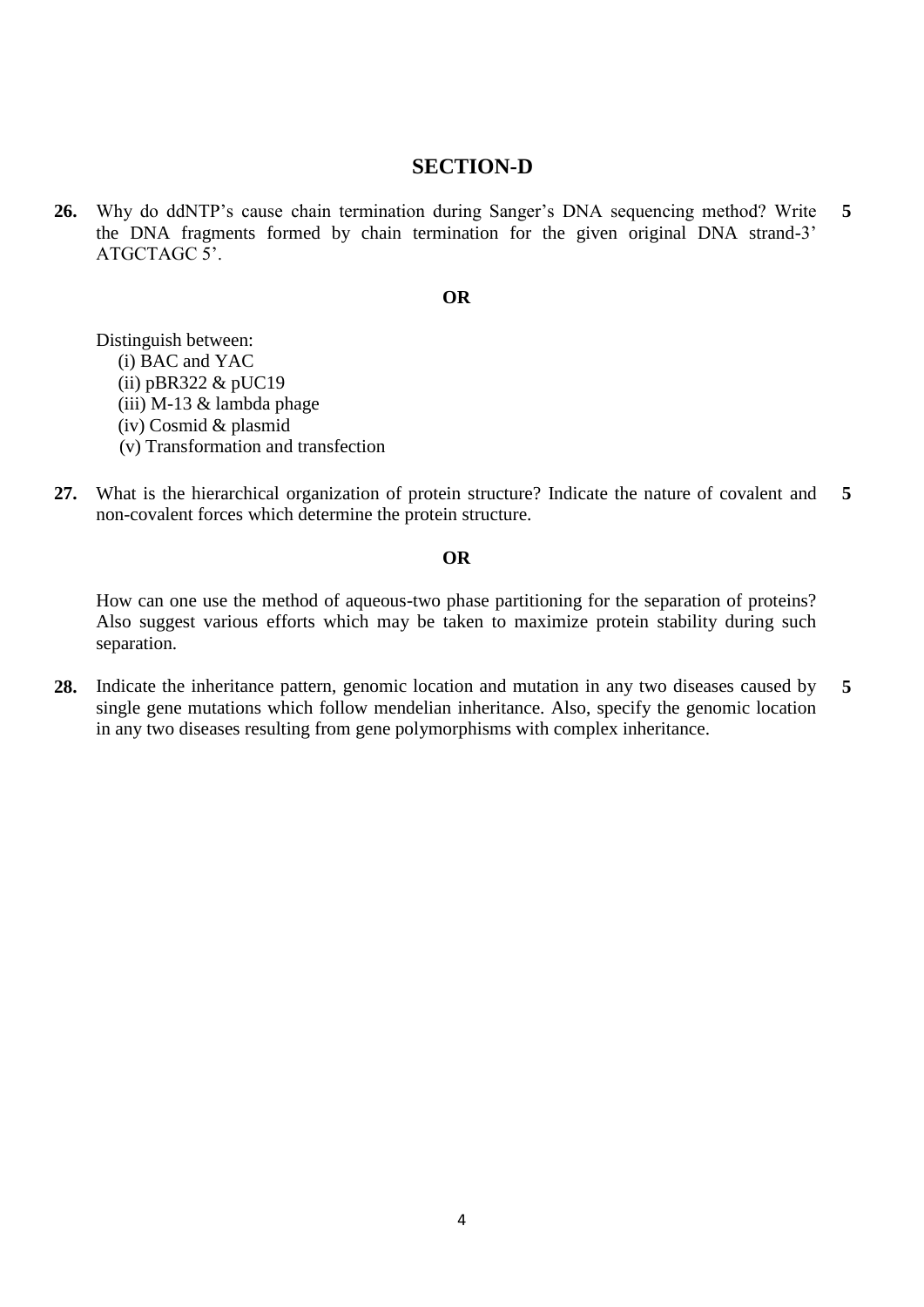## SECTION-D

**26.** Why do ddNTP's cause chain termination during Sanger's DNA sequencing method? Write the DNA fragments formed by chain termination for the given original DNA strand-3' ATGCTAGC 5'. **5**

**OR**

Distinguish between:

(i) BAC and YAC

(ii) pBR322 & pUC19

(iii) M-13 & lambda phage

(iv) Cosmid & plasmid

(v) Transformation and transfection

**27.** What is the hierarchical organization of protein structure? Indicate the nature of covalent and non-covalent forces which determine the protein structure. **5**

**OR**

How can one use the method of aqueous-two phase partitioning for the separation of proteins? Also suggest various efforts which may be taken to maximize protein stability during such separation.

**28.** Indicate the inheritance pattern, genomic location and mutation in any two diseases caused by single gene mutations which follow mendelian inheritance. Also, specify the genomic location in any two diseases resulting from gene polymorphisms with complex inheritance. **5**